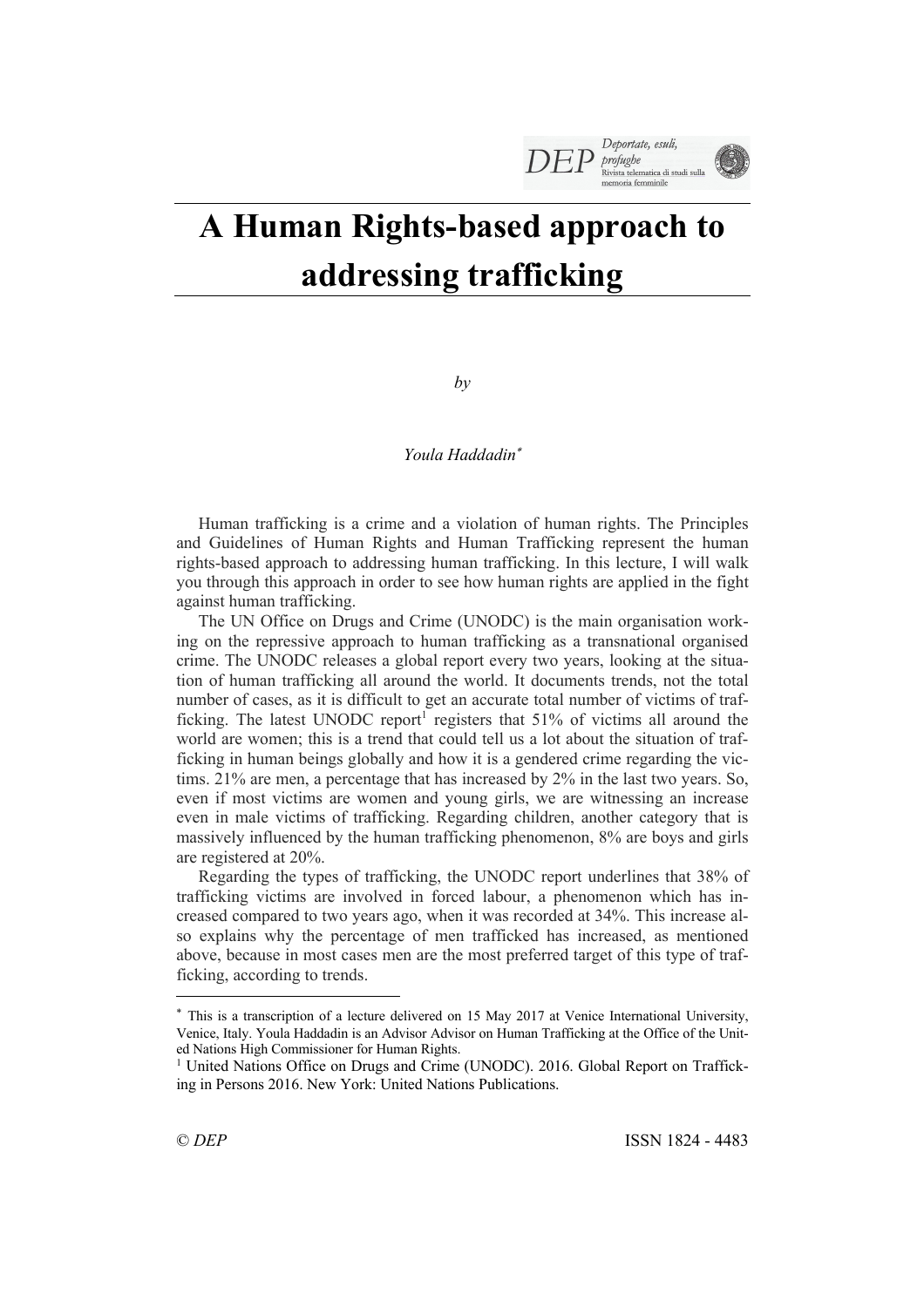# A Human Rights-based approach to addressing trafficking

*by*

*Youla Haddadin*[*]

Human trafficking is a crime and a violation of human rights. The Principles and Guidelines of Human Rights and Human Trafficking represent the human rights-based approach to addressing human trafficking. In this lecture, I will walk you through this approach in order to see how human rights are applied in the fight against human trafficking.

The UN Office on Drugs and Crime (UNODC) is the main organisation working on the repressive approach to human trafficking as a transnational organised crime. The UNODC releases a global report every two years, looking at the situation of human trafficking all around the world. It documents trends, not the total number of cases, as it is difficult to get an accurate total number of victims of trafficking. The latest UNODC report[1] registers that 51% of victims all around the world are women; this is a trend that could tell us a lot about the situation of trafficking in human beings globally and how it is a gendered crime regarding the victims. 21% are men, a percentage that has increased by 2% in the last two years. So, even if most victims are women and young girls, we are witnessing an increase even in male victims of trafficking. Regarding children, another category that is massively influenced by the human trafficking phenomenon, 8% are boys and girls are registered at 20%.

Regarding the types of trafficking, the UNODC report underlines that 38% of trafficking victims are involved in forced labour, a phenomenon which has increased compared to two years ago, when it was recorded at 34%. This increase also explains why the percentage of men trafficked has increased, as mentioned above, because in most cases men are the most preferred target of this type of trafficking, according to trends.

---

[*] This is a transcription of a lecture delivered on 15 May 2017 at Venice International University, Venice, Italy. Youla Haddadin is an Advisor Advisor on Human Trafficking at the Office of the United Nations High Commissioner for Human Rights.

[1] United Nations Office on Drugs and Crime (UNODC). 2016. Global Report on Trafficking in Persons 2016. New York: United Nations Publications.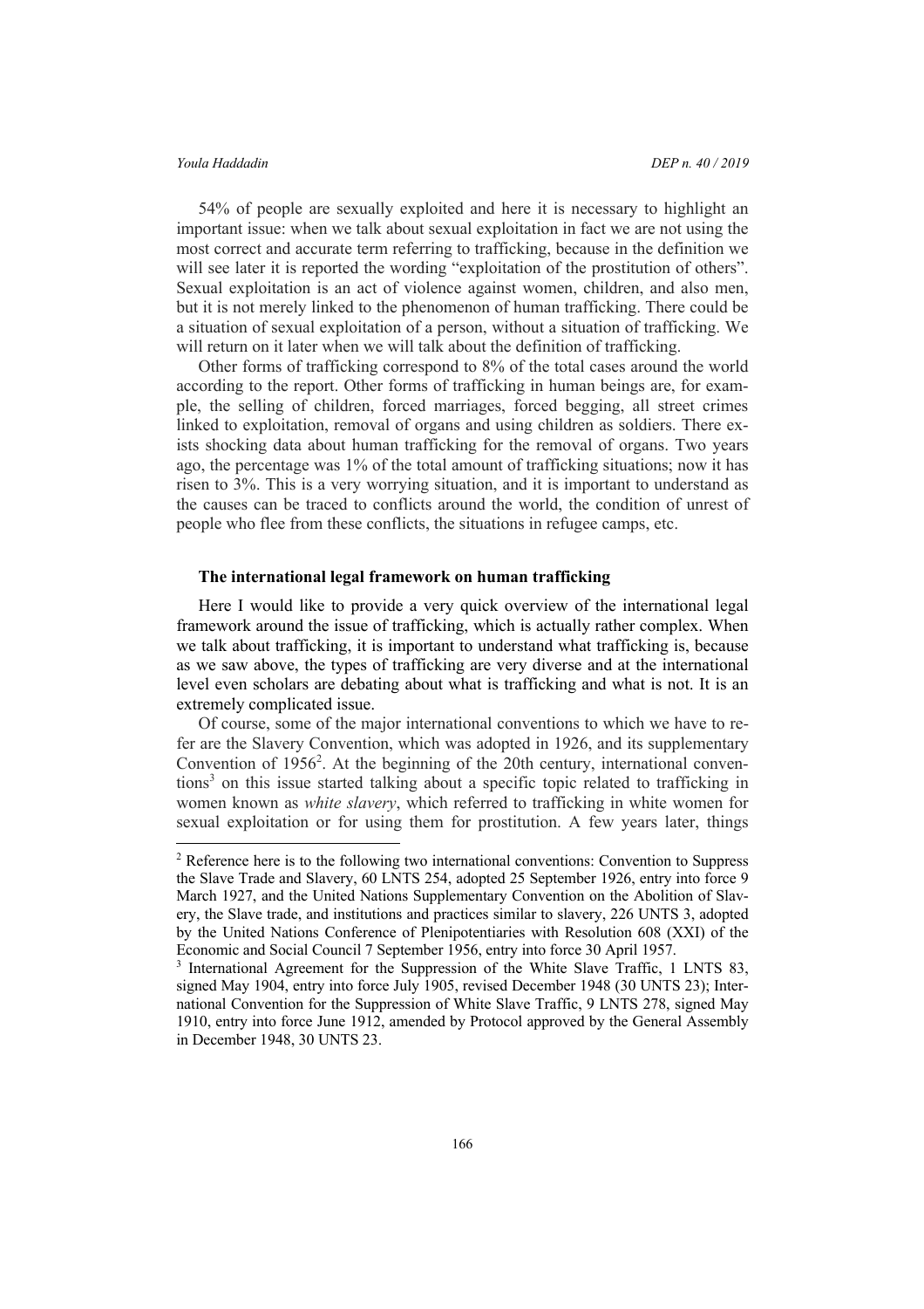54% of people are sexually exploited and here it is necessary to highlight an important issue: when we talk about sexual exploitation in fact we are not using the most correct and accurate term referring to trafficking, because in the definition we will see later it is reported the wording "exploitation of the prostitution of others". Sexual exploitation is an act of violence against women, children, and also men, but it is not merely linked to the phenomenon of human trafficking. There could be a situation of sexual exploitation of a person, without a situation of trafficking. We will return on it later when we will talk about the definition of trafficking.

Other forms of trafficking correspond to 8% of the total cases around the world according to the report. Other forms of trafficking in human beings are, for example, the selling of children, forced marriages, forced begging, all street crimes linked to exploitation, removal of organs and using children as soldiers. There exists shocking data about human trafficking for the removal of organs. Two years ago, the percentage was 1% of the total amount of trafficking situations; now it has risen to 3%. This is a very worrying situation, and it is important to understand as the causes can be traced to conflicts around the world, the condition of unrest of people who flee from these conflicts, the situations in refugee camps, etc.

## The international legal framework on human trafficking

Here I would like to provide a very quick overview of the international legal framework around the issue of trafficking, which is actually rather complex. When we talk about trafficking, it is important to understand what trafficking is, because as we saw above, the types of trafficking are very diverse and at the international level even scholars are debating about what is trafficking and what is not. It is an extremely complicated issue.

Of course, some of the major international conventions to which we have to refer are the Slavery Convention, which was adopted in 1926, and its supplementary Convention of 1956[2]. At the beginning of the 20th century, international conventions[3] on this issue started talking about a specific topic related to trafficking in women known as *white slavery*, which referred to trafficking in white women for sexual exploitation or for using them for prostitution. A few years later, things

---

[2] Reference here is to the following two international conventions: Convention to Suppress the Slave Trade and Slavery, 60 LNTS 254, adopted 25 September 1926, entry into force 9 March 1927, and the United Nations Supplementary Convention on the Abolition of Slavery, the Slave trade, and institutions and practices similar to slavery, 226 UNTS 3, adopted by the United Nations Conference of Plenipotentiaries with Resolution 608 (XXI) of the Economic and Social Council 7 September 1956, entry into force 30 April 1957.

[3] International Agreement for the Suppression of the White Slave Traffic, 1 LNTS 83, signed May 1904, entry into force July 1905, revised December 1948 (30 UNTS 23); International Convention for the Suppression of White Slave Traffic, 9 LNTS 278, signed May 1910, entry into force June 1912, amended by Protocol approved by the General Assembly in December 1948, 30 UNTS 23.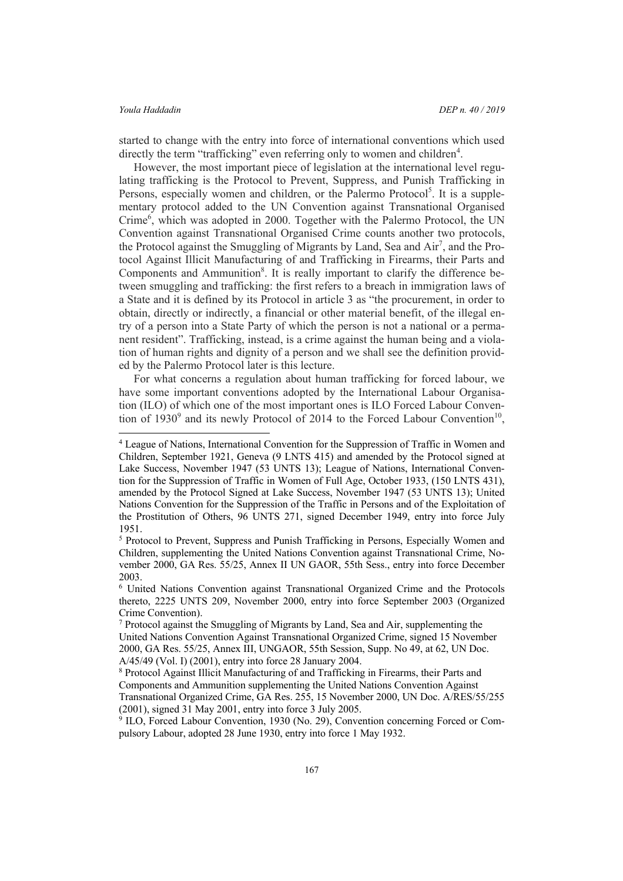started to change with the entry into force of international conventions which used directly the term "trafficking" even referring only to women and children[4].

However, the most important piece of legislation at the international level regulating trafficking is the Protocol to Prevent, Suppress, and Punish Trafficking in Persons, especially women and children, or the Palermo Protocol[5]. It is a supplementary protocol added to the UN Convention against Transnational Organised Crime[6], which was adopted in 2000. Together with the Palermo Protocol, the UN Convention against Transnational Organised Crime counts another two protocols, the Protocol against the Smuggling of Migrants by Land, Sea and Air[7], and the Protocol Against Illicit Manufacturing of and Trafficking in Firearms, their Parts and Components and Ammunition[8]. It is really important to clarify the difference between smuggling and trafficking: the first refers to a breach in immigration laws of a State and it is defined by its Protocol in article 3 as "the procurement, in order to obtain, directly or indirectly, a financial or other material benefit, of the illegal entry of a person into a State Party of which the person is not a national or a permanent resident". Trafficking, instead, is a crime against the human being and a violation of human rights and dignity of a person and we shall see the definition provided by the Palermo Protocol later is this lecture.

For what concerns a regulation about human trafficking for forced labour, we have some important conventions adopted by the International Labour Organisation (ILO) of which one of the most important ones is ILO Forced Labour Convention of 1930[9] and its newly Protocol of 2014 to the Forced Labour Convention[10],

---

[4] League of Nations, International Convention for the Suppression of Traffic in Women and Children, September 1921, Geneva (9 LNTS 415) and amended by the Protocol signed at Lake Success, November 1947 (53 UNTS 13); League of Nations, International Convention for the Suppression of Traffic in Women of Full Age, October 1933, (150 LNTS 431), amended by the Protocol Signed at Lake Success, November 1947 (53 UNTS 13); United Nations Convention for the Suppression of the Traffic in Persons and of the Exploitation of the Prostitution of Others, 96 UNTS 271, signed December 1949, entry into force July 1951.

[5] Protocol to Prevent, Suppress and Punish Trafficking in Persons, Especially Women and Children, supplementing the United Nations Convention against Transnational Crime, November 2000, GA Res. 55/25, Annex II UN GAOR, 55th Sess., entry into force December 2003.

[6] United Nations Convention against Transnational Organized Crime and the Protocols thereto, 2225 UNTS 209, November 2000, entry into force September 2003 (Organized Crime Convention).

[7] Protocol against the Smuggling of Migrants by Land, Sea and Air, supplementing the United Nations Convention Against Transnational Organized Crime, signed 15 November 2000, GA Res. 55/25, Annex III, UNGAOR, 55th Session, Supp. No 49, at 62, UN Doc. A/45/49 (Vol. I) (2001), entry into force 28 January 2004.

[8] Protocol Against Illicit Manufacturing of and Trafficking in Firearms, their Parts and Components and Ammunition supplementing the United Nations Convention Against Transnational Organized Crime, GA Res. 255, 15 November 2000, UN Doc. A/RES/55/255 (2001), signed 31 May 2001, entry into force 3 July 2005.

[9] ILO, Forced Labour Convention, 1930 (No. 29), Convention concerning Forced or Compulsory Labour, adopted 28 June 1930, entry into force 1 May 1932.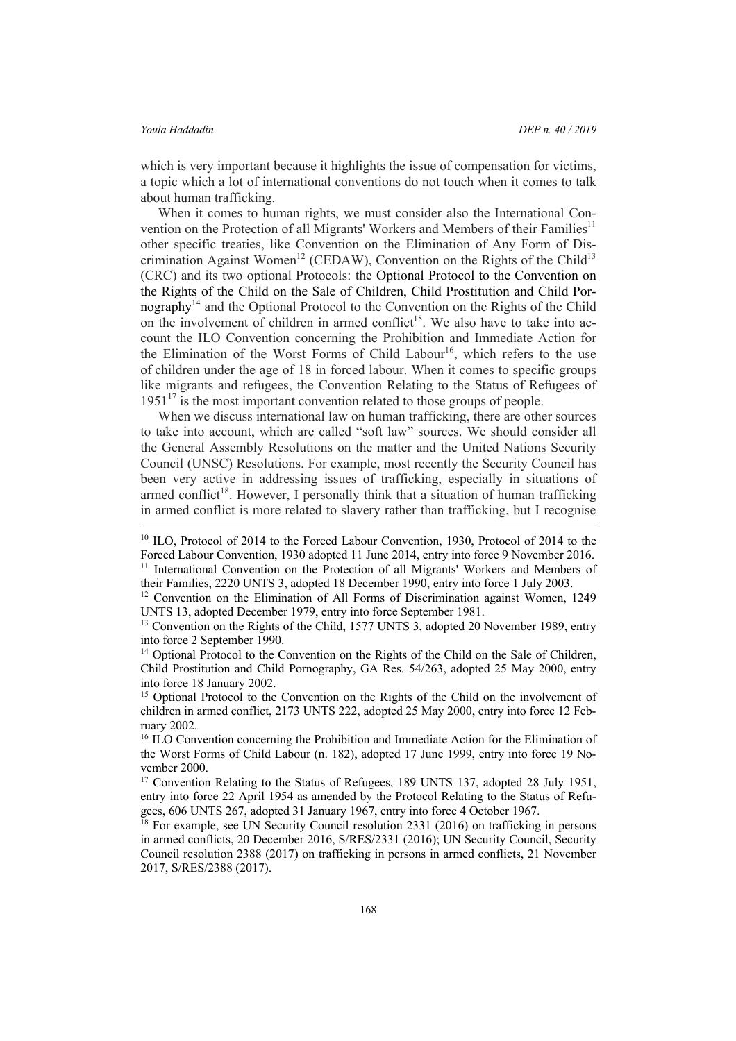which is very important because it highlights the issue of compensation for victims, a topic which a lot of international conventions do not touch when it comes to talk about human trafficking.

When it comes to human rights, we must consider also the International Convention on the Protection of all Migrants' Workers and Members of their Families[11] other specific treaties, like Convention on the Elimination of Any Form of Discrimination Against Women[12] (CEDAW), Convention on the Rights of the Child[13] (CRC) and its two optional Protocols: the Optional Protocol to the Convention on the Rights of the Child on the Sale of Children, Child Prostitution and Child Pornography[14] and the Optional Protocol to the Convention on the Rights of the Child on the involvement of children in armed conflict[15]. We also have to take into account the ILO Convention concerning the Prohibition and Immediate Action for the Elimination of the Worst Forms of Child Labour[16], which refers to the use of children under the age of 18 in forced labour. When it comes to specific groups like migrants and refugees, the Convention Relating to the Status of Refugees of 1951[17] is the most important convention related to those groups of people.

When we discuss international law on human trafficking, there are other sources to take into account, which are called "soft law" sources. We should consider all the General Assembly Resolutions on the matter and the United Nations Security Council (UNSC) Resolutions. For example, most recently the Security Council has been very active in addressing issues of trafficking, especially in situations of armed conflict[18]. However, I personally think that a situation of human trafficking in armed conflict is more related to slavery rather than trafficking, but I recognise

---

[10] ILO, Protocol of 2014 to the Forced Labour Convention, 1930, Protocol of 2014 to the Forced Labour Convention, 1930 adopted 11 June 2014, entry into force 9 November 2016.

[11] International Convention on the Protection of all Migrants' Workers and Members of their Families, 2220 UNTS 3, adopted 18 December 1990, entry into force 1 July 2003.

[12] Convention on the Elimination of All Forms of Discrimination against Women, 1249 UNTS 13, adopted December 1979, entry into force September 1981.

[13] Convention on the Rights of the Child, 1577 UNTS 3, adopted 20 November 1989, entry into force 2 September 1990.

[14] Optional Protocol to the Convention on the Rights of the Child on the Sale of Children, Child Prostitution and Child Pornography, GA Res. 54/263, adopted 25 May 2000, entry into force 18 January 2002.

[15] Optional Protocol to the Convention on the Rights of the Child on the involvement of children in armed conflict, 2173 UNTS 222, adopted 25 May 2000, entry into force 12 February 2002.

[16] ILO Convention concerning the Prohibition and Immediate Action for the Elimination of the Worst Forms of Child Labour (n. 182), adopted 17 June 1999, entry into force 19 November 2000.

[17] Convention Relating to the Status of Refugees, 189 UNTS 137, adopted 28 July 1951, entry into force 22 April 1954 as amended by the Protocol Relating to the Status of Refugees, 606 UNTS 267, adopted 31 January 1967, entry into force 4 October 1967.

[18] For example, see UN Security Council resolution 2331 (2016) on trafficking in persons in armed conflicts, 20 December 2016, S/RES/2331 (2016); UN Security Council, Security Council resolution 2388 (2017) on trafficking in persons in armed conflicts, 21 November 2017, S/RES/2388 (2017).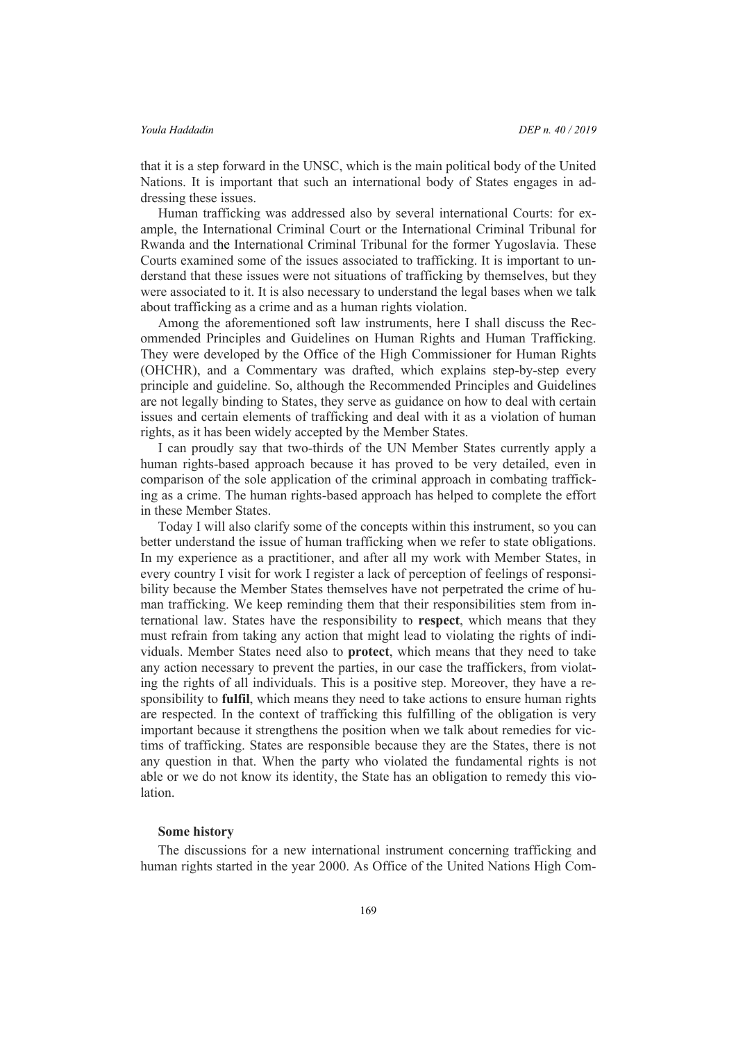that it is a step forward in the UNSC, which is the main political body of the United Nations. It is important that such an international body of States engages in addressing these issues.

Human trafficking was addressed also by several international Courts: for example, the International Criminal Court or the International Criminal Tribunal for Rwanda and the International Criminal Tribunal for the former Yugoslavia. These Courts examined some of the issues associated to trafficking. It is important to understand that these issues were not situations of trafficking by themselves, but they were associated to it. It is also necessary to understand the legal bases when we talk about trafficking as a crime and as a human rights violation.

Among the aforementioned soft law instruments, here I shall discuss the Recommended Principles and Guidelines on Human Rights and Human Trafficking. They were developed by the Office of the High Commissioner for Human Rights (OHCHR), and a Commentary was drafted, which explains step-by-step every principle and guideline. So, although the Recommended Principles and Guidelines are not legally binding to States, they serve as guidance on how to deal with certain issues and certain elements of trafficking and deal with it as a violation of human rights, as it has been widely accepted by the Member States.

I can proudly say that two-thirds of the UN Member States currently apply a human rights-based approach because it has proved to be very detailed, even in comparison of the sole application of the criminal approach in combating trafficking as a crime. The human rights-based approach has helped to complete the effort in these Member States.

Today I will also clarify some of the concepts within this instrument, so you can better understand the issue of human trafficking when we refer to state obligations. In my experience as a practitioner, and after all my work with Member States, in every country I visit for work I register a lack of perception of feelings of responsibility because the Member States themselves have not perpetrated the crime of human trafficking. We keep reminding them that their responsibilities stem from international law. States have the responsibility to **respect**, which means that they must refrain from taking any action that might lead to violating the rights of individuals. Member States need also to **protect**, which means that they need to take any action necessary to prevent the parties, in our case the traffickers, from violating the rights of all individuals. This is a positive step. Moreover, they have a responsibility to **fulfil**, which means they need to take actions to ensure human rights are respected. In the context of trafficking this fulfilling of the obligation is very important because it strengthens the position when we talk about remedies for victims of trafficking. States are responsible because they are the States, there is not any question in that. When the party who violated the fundamental rights is not able or we do not know its identity, the State has an obligation to remedy this violation.

**Some history**

The discussions for a new international instrument concerning trafficking and human rights started in the year 2000. As Office of the United Nations High Com-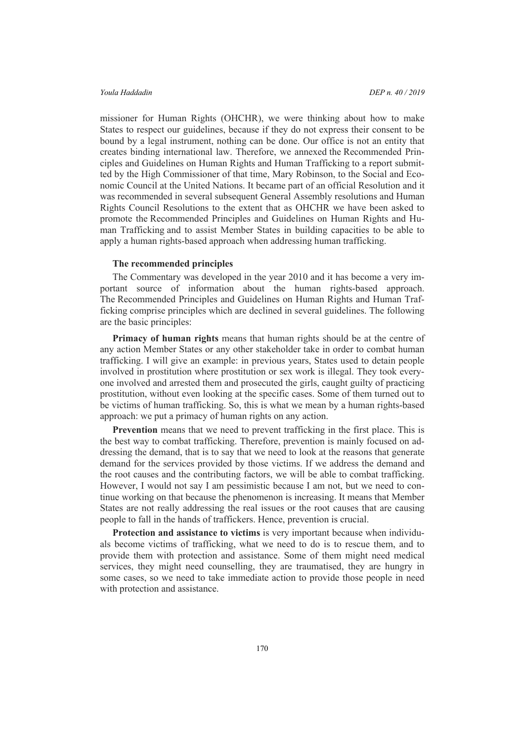missioner for Human Rights (OHCHR), we were thinking about how to make States to respect our guidelines, because if they do not express their consent to be bound by a legal instrument, nothing can be done. Our office is not an entity that creates binding international law. Therefore, we annexed the Recommended Principles and Guidelines on Human Rights and Human Trafficking to a report submitted by the High Commissioner of that time, Mary Robinson, to the Social and Economic Council at the United Nations. It became part of an official Resolution and it was recommended in several subsequent General Assembly resolutions and Human Rights Council Resolutions to the extent that as OHCHR we have been asked to promote the Recommended Principles and Guidelines on Human Rights and Human Trafficking and to assist Member States in building capacities to be able to apply a human rights-based approach when addressing human trafficking.

### The recommended principles

The Commentary was developed in the year 2010 and it has become a very important source of information about the human rights-based approach. The Recommended Principles and Guidelines on Human Rights and Human Trafficking comprise principles which are declined in several guidelines. The following are the basic principles:

**Primacy of human rights** means that human rights should be at the centre of any action Member States or any other stakeholder take in order to combat human trafficking. I will give an example: in previous years, States used to detain people involved in prostitution where prostitution or sex work is illegal. They took everyone involved and arrested them and prosecuted the girls, caught guilty of practicing prostitution, without even looking at the specific cases. Some of them turned out to be victims of human trafficking. So, this is what we mean by a human rights-based approach: we put a primacy of human rights on any action.

**Prevention** means that we need to prevent trafficking in the first place. This is the best way to combat trafficking. Therefore, prevention is mainly focused on addressing the demand, that is to say that we need to look at the reasons that generate demand for the services provided by those victims. If we address the demand and the root causes and the contributing factors, we will be able to combat trafficking. However, I would not say I am pessimistic because I am not, but we need to continue working on that because the phenomenon is increasing. It means that Member States are not really addressing the real issues or the root causes that are causing people to fall in the hands of traffickers. Hence, prevention is crucial.

**Protection and assistance to victims** is very important because when individuals become victims of trafficking, what we need to do is to rescue them, and to provide them with protection and assistance. Some of them might need medical services, they might need counselling, they are traumatised, they are hungry in some cases, so we need to take immediate action to provide those people in need with protection and assistance.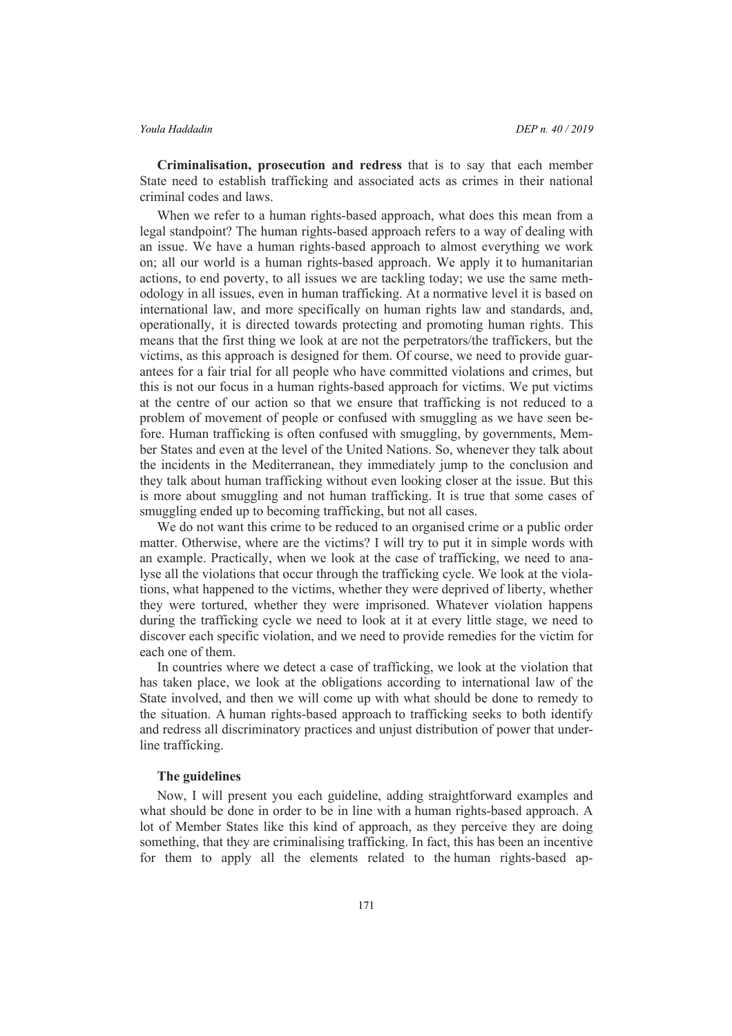**Criminalisation, prosecution and redress** that is to say that each member State need to establish trafficking and associated acts as crimes in their national criminal codes and laws.

When we refer to a human rights-based approach, what does this mean from a legal standpoint? The human rights-based approach refers to a way of dealing with an issue. We have a human rights-based approach to almost everything we work on; all our world is a human rights-based approach. We apply it to humanitarian actions, to end poverty, to all issues we are tackling today; we use the same methodology in all issues, even in human trafficking. At a normative level it is based on international law, and more specifically on human rights law and standards, and, operationally, it is directed towards protecting and promoting human rights. This means that the first thing we look at are not the perpetrators/the traffickers, but the victims, as this approach is designed for them. Of course, we need to provide guarantees for a fair trial for all people who have committed violations and crimes, but this is not our focus in a human rights-based approach for victims. We put victims at the centre of our action so that we ensure that trafficking is not reduced to a problem of movement of people or confused with smuggling as we have seen before. Human trafficking is often confused with smuggling, by governments, Member States and even at the level of the United Nations. So, whenever they talk about the incidents in the Mediterranean, they immediately jump to the conclusion and they talk about human trafficking without even looking closer at the issue. But this is more about smuggling and not human trafficking. It is true that some cases of smuggling ended up to becoming trafficking, but not all cases.

We do not want this crime to be reduced to an organised crime or a public order matter. Otherwise, where are the victims? I will try to put it in simple words with an example. Practically, when we look at the case of trafficking, we need to analyse all the violations that occur through the trafficking cycle. We look at the violations, what happened to the victims, whether they were deprived of liberty, whether they were tortured, whether they were imprisoned. Whatever violation happens during the trafficking cycle we need to look at it at every little stage, we need to discover each specific violation, and we need to provide remedies for the victim for each one of them.

In countries where we detect a case of trafficking, we look at the violation that has taken place, we look at the obligations according to international law of the State involved, and then we will come up with what should be done to remedy to the situation. A human rights-based approach to trafficking seeks to both identify and redress all discriminatory practices and unjust distribution of power that underline trafficking.

**The guidelines**

Now, I will present you each guideline, adding straightforward examples and what should be done in order to be in line with a human rights-based approach. A lot of Member States like this kind of approach, as they perceive they are doing something, that they are criminalising trafficking. In fact, this has been an incentive for them to apply all the elements related to the human rights-based ap-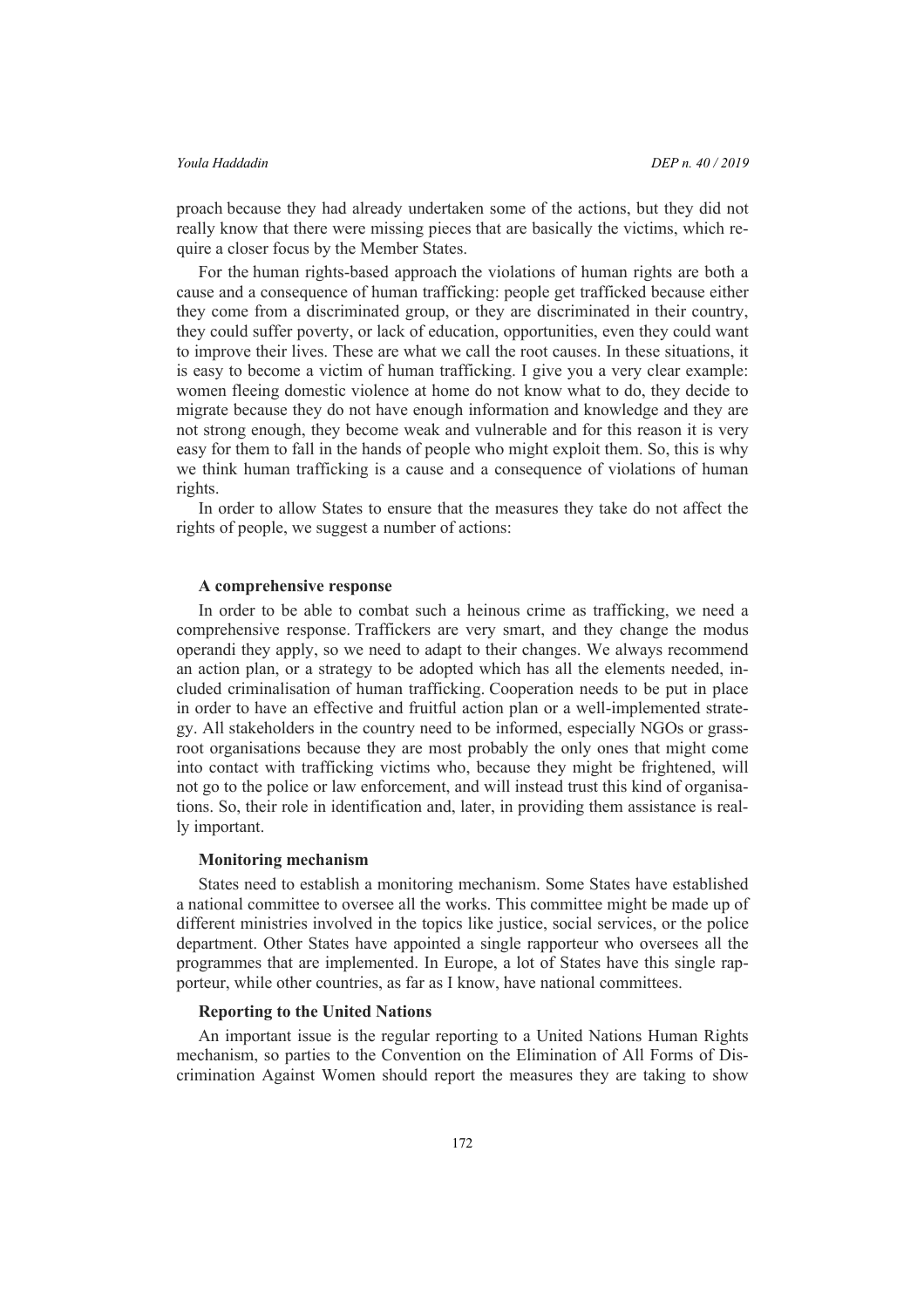proach because they had already undertaken some of the actions, but they did not really know that there were missing pieces that are basically the victims, which require a closer focus by the Member States.

For the human rights-based approach the violations of human rights are both a cause and a consequence of human trafficking: people get trafficked because either they come from a discriminated group, or they are discriminated in their country, they could suffer poverty, or lack of education, opportunities, even they could want to improve their lives. These are what we call the root causes. In these situations, it is easy to become a victim of human trafficking. I give you a very clear example: women fleeing domestic violence at home do not know what to do, they decide to migrate because they do not have enough information and knowledge and they are not strong enough, they become weak and vulnerable and for this reason it is very easy for them to fall in the hands of people who might exploit them. So, this is why we think human trafficking is a cause and a consequence of violations of human rights.

In order to allow States to ensure that the measures they take do not affect the rights of people, we suggest a number of actions:

**A comprehensive response**

In order to be able to combat such a heinous crime as trafficking, we need a comprehensive response. Traffickers are very smart, and they change the modus operandi they apply, so we need to adapt to their changes. We always recommend an action plan, or a strategy to be adopted which has all the elements needed, included criminalisation of human trafficking. Cooperation needs to be put in place in order to have an effective and fruitful action plan or a well-implemented strategy. All stakeholders in the country need to be informed, especially NGOs or grassroot organisations because they are most probably the only ones that might come into contact with trafficking victims who, because they might be frightened, will not go to the police or law enforcement, and will instead trust this kind of organisations. So, their role in identification and, later, in providing them assistance is really important.

**Monitoring mechanism**

States need to establish a monitoring mechanism. Some States have established a national committee to oversee all the works. This committee might be made up of different ministries involved in the topics like justice, social services, or the police department. Other States have appointed a single rapporteur who oversees all the programmes that are implemented. In Europe, a lot of States have this single rapporteur, while other countries, as far as I know, have national committees.

**Reporting to the United Nations**

An important issue is the regular reporting to a United Nations Human Rights mechanism, so parties to the Convention on the Elimination of All Forms of Discrimination Against Women should report the measures they are taking to show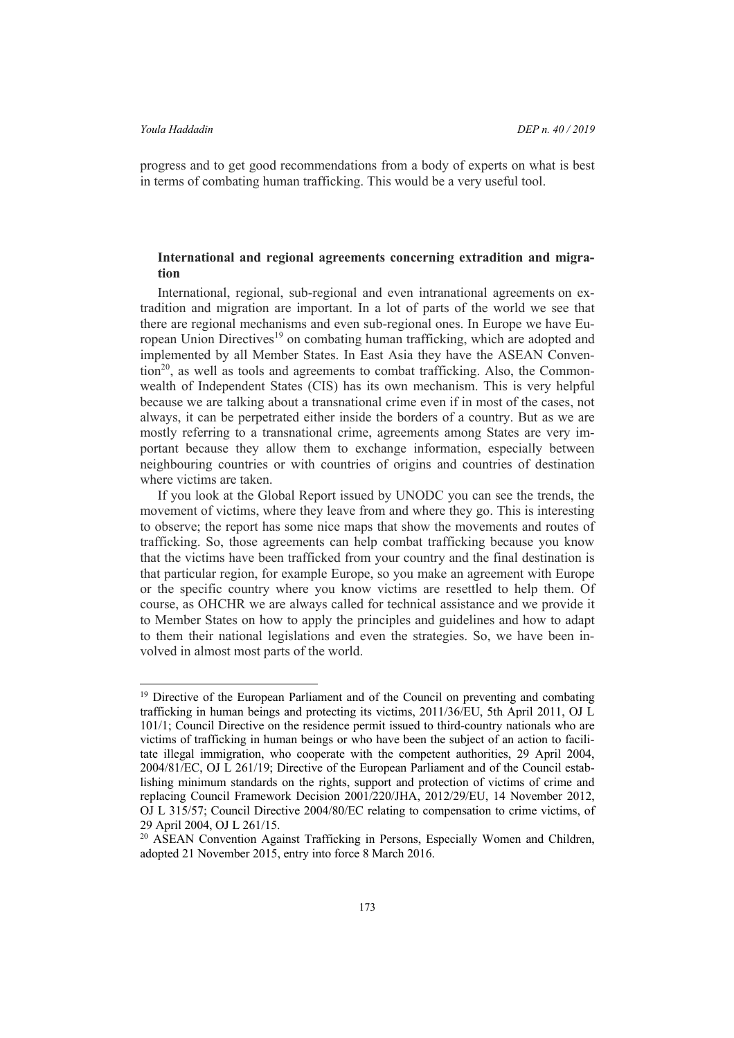progress and to get good recommendations from a body of experts on what is best in terms of combating human trafficking. This would be a very useful tool.

**International and regional agreements concerning extradition and migration**

International, regional, sub-regional and even intranational agreements on extradition and migration are important. In a lot of parts of the world we see that there are regional mechanisms and even sub-regional ones. In Europe we have European Union Directives[19] on combating human trafficking, which are adopted and implemented by all Member States. In East Asia they have the ASEAN Convention[20], as well as tools and agreements to combat trafficking. Also, the Commonwealth of Independent States (CIS) has its own mechanism. This is very helpful because we are talking about a transnational crime even if in most of the cases, not always, it can be perpetrated either inside the borders of a country. But as we are mostly referring to a transnational crime, agreements among States are very important because they allow them to exchange information, especially between neighbouring countries or with countries of origins and countries of destination where victims are taken.

If you look at the Global Report issued by UNODC you can see the trends, the movement of victims, where they leave from and where they go. This is interesting to observe; the report has some nice maps that show the movements and routes of trafficking. So, those agreements can help combat trafficking because you know that the victims have been trafficked from your country and the final destination is that particular region, for example Europe, so you make an agreement with Europe or the specific country where you know victims are resettled to help them. Of course, as OHCHR we are always called for technical assistance and we provide it to Member States on how to apply the principles and guidelines and how to adapt to them their national legislations and even the strategies. So, we have been involved in almost most parts of the world.

[19] Directive of the European Parliament and of the Council on preventing and combating trafficking in human beings and protecting its victims, 2011/36/EU, 5th April 2011, OJ L 101/1; Council Directive on the residence permit issued to third-country nationals who are victims of trafficking in human beings or who have been the subject of an action to facilitate illegal immigration, who cooperate with the competent authorities, 29 April 2004, 2004/81/EC, OJ L 261/19; Directive of the European Parliament and of the Council establishing minimum standards on the rights, support and protection of victims of crime and replacing Council Framework Decision 2001/220/JHA, 2012/29/EU, 14 November 2012, OJ L 315/57; Council Directive 2004/80/EC relating to compensation to crime victims, of 29 April 2004, OJ L 261/15.

[20] ASEAN Convention Against Trafficking in Persons, Especially Women and Children, adopted 21 November 2015, entry into force 8 March 2016.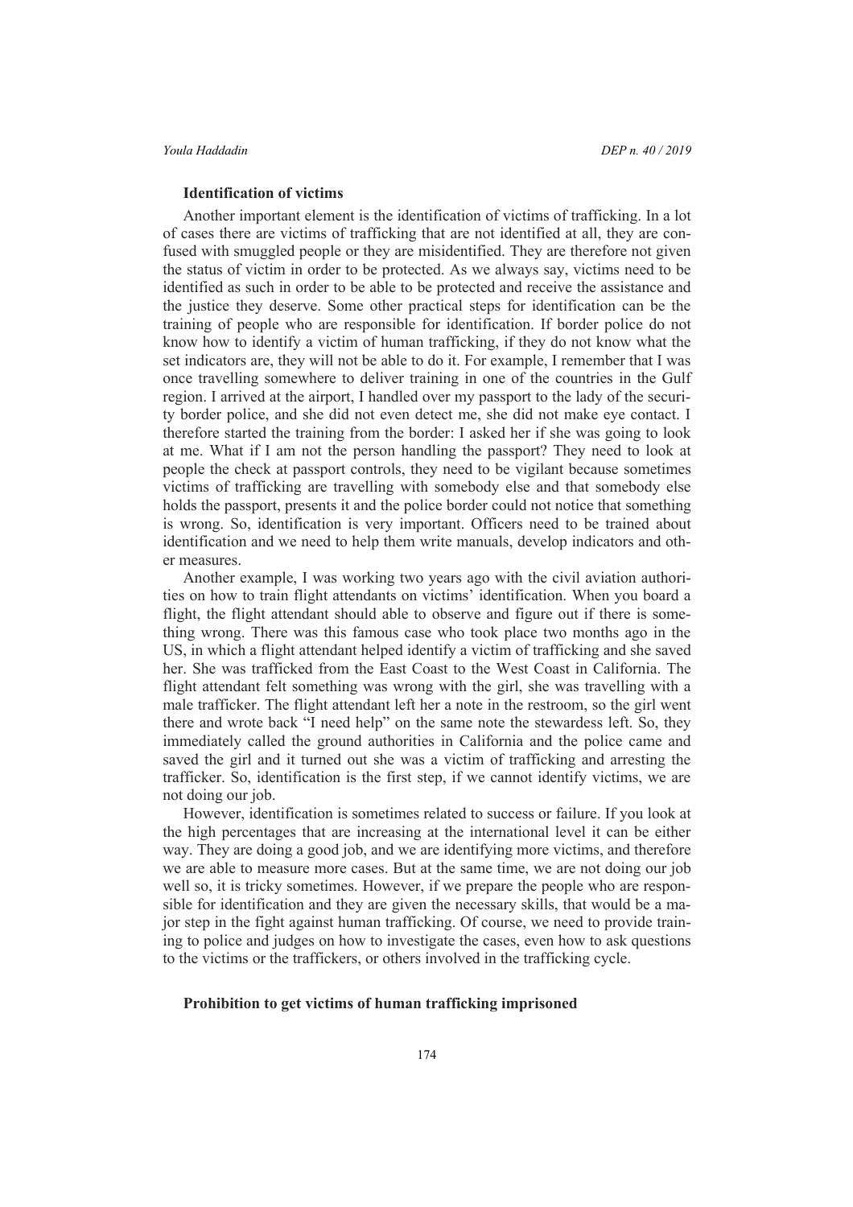### Identification of victims

Another important element is the identification of victims of trafficking. In a lot of cases there are victims of trafficking that are not identified at all, they are confused with smuggled people or they are misidentified. They are therefore not given the status of victim in order to be protected. As we always say, victims need to be identified as such in order to be able to be protected and receive the assistance and the justice they deserve. Some other practical steps for identification can be the training of people who are responsible for identification. If border police do not know how to identify a victim of human trafficking, if they do not know what the set indicators are, they will not be able to do it. For example, I remember that I was once travelling somewhere to deliver training in one of the countries in the Gulf region. I arrived at the airport, I handled over my passport to the lady of the security border police, and she did not even detect me, she did not make eye contact. I therefore started the training from the border: I asked her if she was going to look at me. What if I am not the person handling the passport? They need to look at people the check at passport controls, they need to be vigilant because sometimes victims of trafficking are travelling with somebody else and that somebody else holds the passport, presents it and the police border could not notice that something is wrong. So, identification is very important. Officers need to be trained about identification and we need to help them write manuals, develop indicators and other measures.

Another example, I was working two years ago with the civil aviation authorities on how to train flight attendants on victims' identification. When you board a flight, the flight attendant should able to observe and figure out if there is something wrong. There was this famous case who took place two months ago in the US, in which a flight attendant helped identify a victim of trafficking and she saved her. She was trafficked from the East Coast to the West Coast in California. The flight attendant felt something was wrong with the girl, she was travelling with a male trafficker. The flight attendant left her a note in the restroom, so the girl went there and wrote back "I need help" on the same note the stewardess left. So, they immediately called the ground authorities in California and the police came and saved the girl and it turned out she was a victim of trafficking and arresting the trafficker. So, identification is the first step, if we cannot identify victims, we are not doing our job.

However, identification is sometimes related to success or failure. If you look at the high percentages that are increasing at the international level it can be either way. They are doing a good job, and we are identifying more victims, and therefore we are able to measure more cases. But at the same time, we are not doing our job well so, it is tricky sometimes. However, if we prepare the people who are responsible for identification and they are given the necessary skills, that would be a major step in the fight against human trafficking. Of course, we need to provide training to police and judges on how to investigate the cases, even how to ask questions to the victims or the traffickers, or others involved in the trafficking cycle.

### Prohibition to get victims of human trafficking imprisoned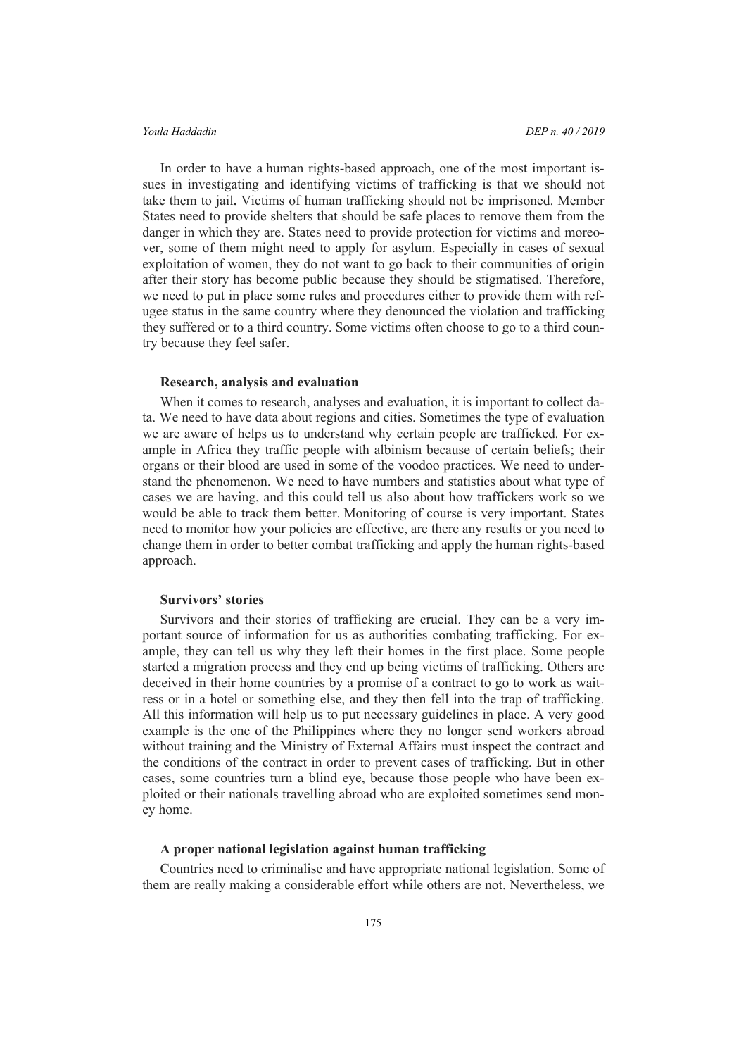In order to have a human rights-based approach, one of the most important issues in investigating and identifying victims of trafficking is that we should not take them to jail**.** Victims of human trafficking should not be imprisoned. Member States need to provide shelters that should be safe places to remove them from the danger in which they are. States need to provide protection for victims and moreover, some of them might need to apply for asylum. Especially in cases of sexual exploitation of women, they do not want to go back to their communities of origin after their story has become public because they should be stigmatised. Therefore, we need to put in place some rules and procedures either to provide them with refugee status in the same country where they denounced the violation and trafficking they suffered or to a third country. Some victims often choose to go to a third country because they feel safer.

**Research, analysis and evaluation**

When it comes to research, analyses and evaluation, it is important to collect data. We need to have data about regions and cities. Sometimes the type of evaluation we are aware of helps us to understand why certain people are trafficked. For example in Africa they traffic people with albinism because of certain beliefs; their organs or their blood are used in some of the voodoo practices. We need to understand the phenomenon. We need to have numbers and statistics about what type of cases we are having, and this could tell us also about how traffickers work so we would be able to track them better. Monitoring of course is very important. States need to monitor how your policies are effective, are there any results or you need to change them in order to better combat trafficking and apply the human rights-based approach.

**Survivors' stories**

Survivors and their stories of trafficking are crucial. They can be a very important source of information for us as authorities combating trafficking. For example, they can tell us why they left their homes in the first place. Some people started a migration process and they end up being victims of trafficking. Others are deceived in their home countries by a promise of a contract to go to work as waitress or in a hotel or something else, and they then fell into the trap of trafficking. All this information will help us to put necessary guidelines in place. A very good example is the one of the Philippines where they no longer send workers abroad without training and the Ministry of External Affairs must inspect the contract and the conditions of the contract in order to prevent cases of trafficking. But in other cases, some countries turn a blind eye, because those people who have been exploited or their nationals travelling abroad who are exploited sometimes send money home.

**A proper national legislation against human trafficking**

Countries need to criminalise and have appropriate national legislation. Some of them are really making a considerable effort while others are not. Nevertheless, we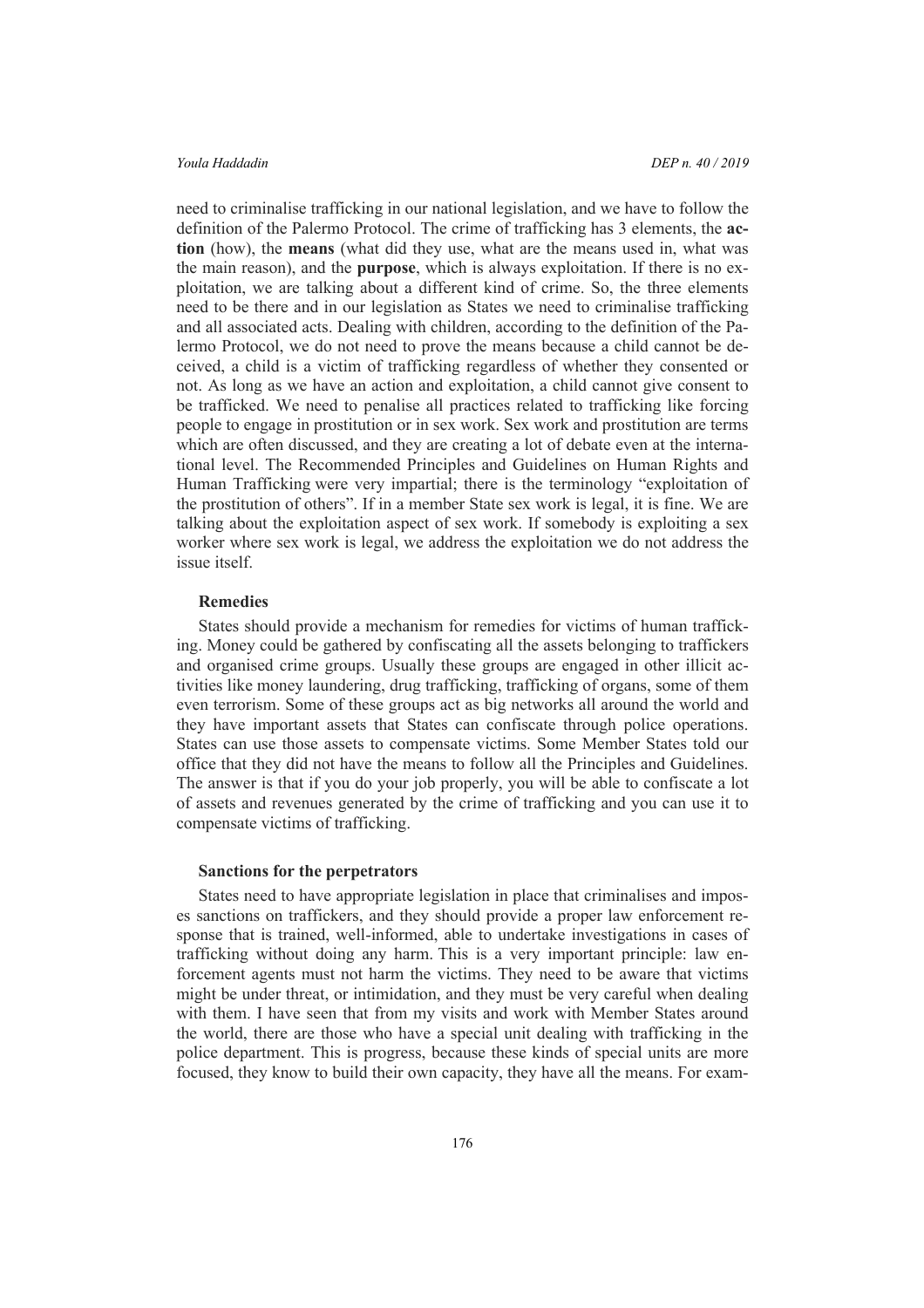need to criminalise trafficking in our national legislation, and we have to follow the definition of the Palermo Protocol. The crime of trafficking has 3 elements, the **action** (how), the **means** (what did they use, what are the means used in, what was the main reason), and the **purpose**, which is always exploitation. If there is no exploitation, we are talking about a different kind of crime. So, the three elements need to be there and in our legislation as States we need to criminalise trafficking and all associated acts. Dealing with children, according to the definition of the Palermo Protocol, we do not need to prove the means because a child cannot be deceived, a child is a victim of trafficking regardless of whether they consented or not. As long as we have an action and exploitation, a child cannot give consent to be trafficked. We need to penalise all practices related to trafficking like forcing people to engage in prostitution or in sex work. Sex work and prostitution are terms which are often discussed, and they are creating a lot of debate even at the international level. The Recommended Principles and Guidelines on Human Rights and Human Trafficking were very impartial; there is the terminology "exploitation of the prostitution of others". If in a member State sex work is legal, it is fine. We are talking about the exploitation aspect of sex work. If somebody is exploiting a sex worker where sex work is legal, we address the exploitation we do not address the issue itself.

**Remedies**

States should provide a mechanism for remedies for victims of human trafficking. Money could be gathered by confiscating all the assets belonging to traffickers and organised crime groups. Usually these groups are engaged in other illicit activities like money laundering, drug trafficking, trafficking of organs, some of them even terrorism. Some of these groups act as big networks all around the world and they have important assets that States can confiscate through police operations. States can use those assets to compensate victims. Some Member States told our office that they did not have the means to follow all the Principles and Guidelines. The answer is that if you do your job properly, you will be able to confiscate a lot of assets and revenues generated by the crime of trafficking and you can use it to compensate victims of trafficking.

**Sanctions for the perpetrators**

States need to have appropriate legislation in place that criminalises and imposes sanctions on traffickers, and they should provide a proper law enforcement response that is trained, well-informed, able to undertake investigations in cases of trafficking without doing any harm. This is a very important principle: law enforcement agents must not harm the victims. They need to be aware that victims might be under threat, or intimidation, and they must be very careful when dealing with them. I have seen that from my visits and work with Member States around the world, there are those who have a special unit dealing with trafficking in the police department. This is progress, because these kinds of special units are more focused, they know to build their own capacity, they have all the means. For exam-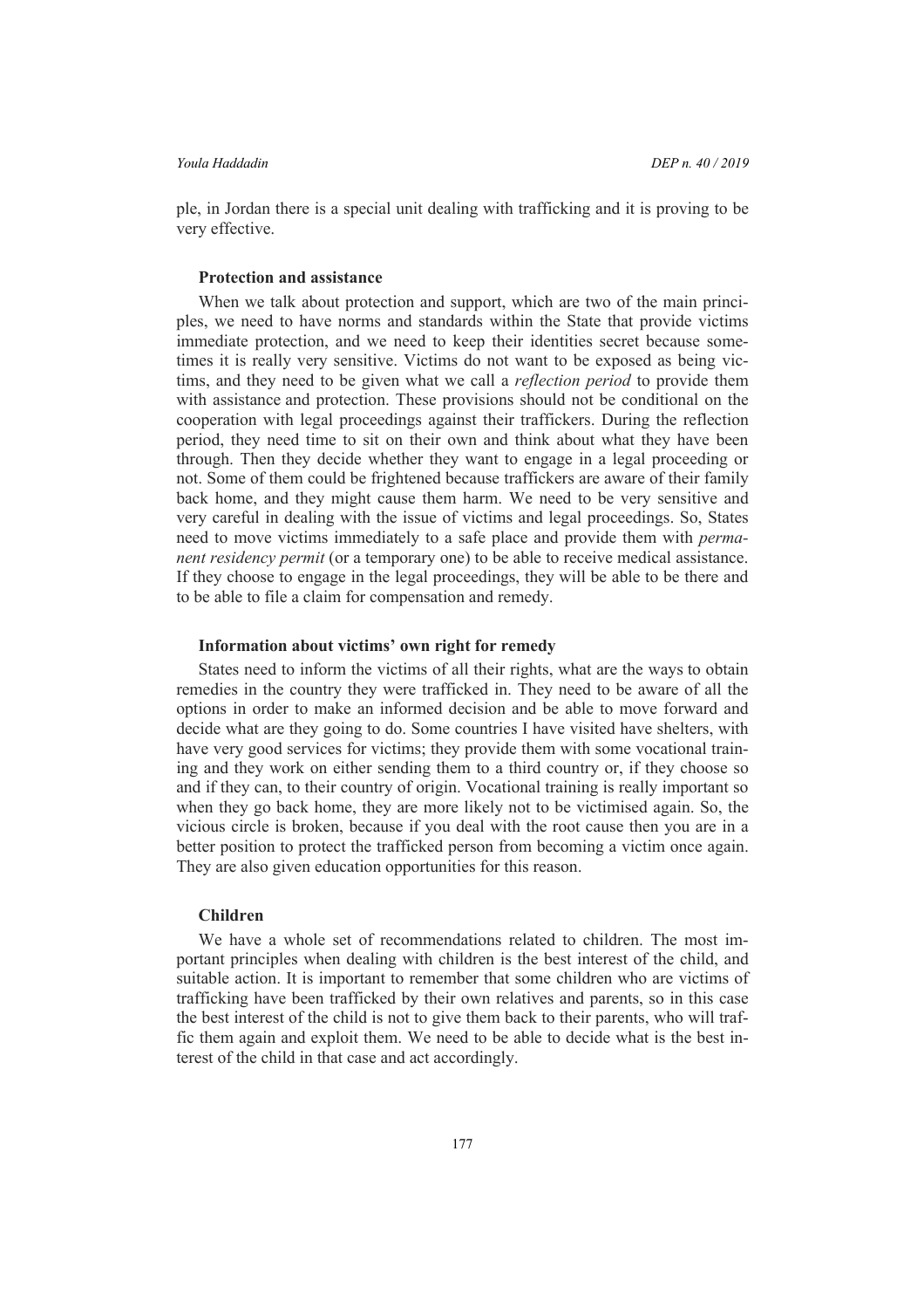ple, in Jordan there is a special unit dealing with trafficking and it is proving to be very effective.

### Protection and assistance

When we talk about protection and support, which are two of the main principles, we need to have norms and standards within the State that provide victims immediate protection, and we need to keep their identities secret because sometimes it is really very sensitive. Victims do not want to be exposed as being victims, and they need to be given what we call a *reflection period* to provide them with assistance and protection. These provisions should not be conditional on the cooperation with legal proceedings against their traffickers. During the reflection period, they need time to sit on their own and think about what they have been through. Then they decide whether they want to engage in a legal proceeding or not. Some of them could be frightened because traffickers are aware of their family back home, and they might cause them harm. We need to be very sensitive and very careful in dealing with the issue of victims and legal proceedings. So, States need to move victims immediately to a safe place and provide them with *permanent residency permit* (or a temporary one) to be able to receive medical assistance. If they choose to engage in the legal proceedings, they will be able to be there and to be able to file a claim for compensation and remedy.

### Information about victims' own right for remedy

States need to inform the victims of all their rights, what are the ways to obtain remedies in the country they were trafficked in. They need to be aware of all the options in order to make an informed decision and be able to move forward and decide what are they going to do. Some countries I have visited have shelters, with have very good services for victims; they provide them with some vocational training and they work on either sending them to a third country or, if they choose so and if they can, to their country of origin. Vocational training is really important so when they go back home, they are more likely not to be victimised again. So, the vicious circle is broken, because if you deal with the root cause then you are in a better position to protect the trafficked person from becoming a victim once again. They are also given education opportunities for this reason.

### Children

We have a whole set of recommendations related to children. The most important principles when dealing with children is the best interest of the child, and suitable action. It is important to remember that some children who are victims of trafficking have been trafficked by their own relatives and parents, so in this case the best interest of the child is not to give them back to their parents, who will traffic them again and exploit them. We need to be able to decide what is the best interest of the child in that case and act accordingly.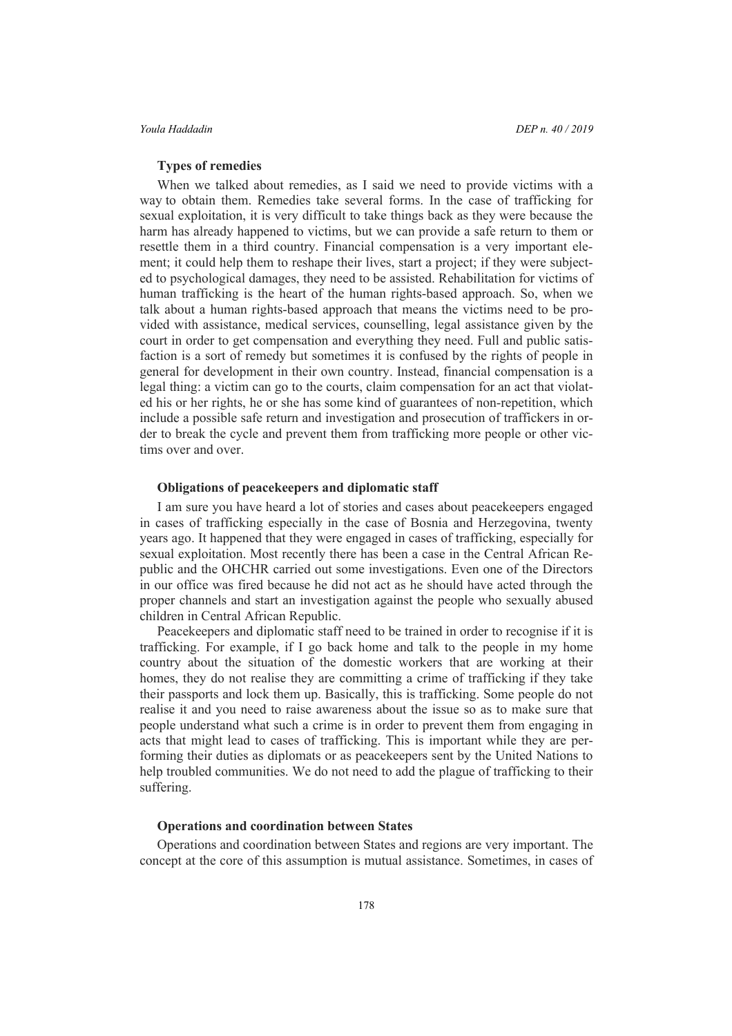### Types of remedies

When we talked about remedies, as I said we need to provide victims with a way to obtain them. Remedies take several forms. In the case of trafficking for sexual exploitation, it is very difficult to take things back as they were because the harm has already happened to victims, but we can provide a safe return to them or resettle them in a third country. Financial compensation is a very important element; it could help them to reshape their lives, start a project; if they were subjected to psychological damages, they need to be assisted. Rehabilitation for victims of human trafficking is the heart of the human rights-based approach. So, when we talk about a human rights-based approach that means the victims need to be provided with assistance, medical services, counselling, legal assistance given by the court in order to get compensation and everything they need. Full and public satisfaction is a sort of remedy but sometimes it is confused by the rights of people in general for development in their own country. Instead, financial compensation is a legal thing: a victim can go to the courts, claim compensation for an act that violated his or her rights, he or she has some kind of guarantees of non-repetition, which include a possible safe return and investigation and prosecution of traffickers in order to break the cycle and prevent them from trafficking more people or other victims over and over.

### Obligations of peacekeepers and diplomatic staff

I am sure you have heard a lot of stories and cases about peacekeepers engaged in cases of trafficking especially in the case of Bosnia and Herzegovina, twenty years ago. It happened that they were engaged in cases of trafficking, especially for sexual exploitation. Most recently there has been a case in the Central African Republic and the OHCHR carried out some investigations. Even one of the Directors in our office was fired because he did not act as he should have acted through the proper channels and start an investigation against the people who sexually abused children in Central African Republic.

Peacekeepers and diplomatic staff need to be trained in order to recognise if it is trafficking. For example, if I go back home and talk to the people in my home country about the situation of the domestic workers that are working at their homes, they do not realise they are committing a crime of trafficking if they take their passports and lock them up. Basically, this is trafficking. Some people do not realise it and you need to raise awareness about the issue so as to make sure that people understand what such a crime is in order to prevent them from engaging in acts that might lead to cases of trafficking. This is important while they are performing their duties as diplomats or as peacekeepers sent by the United Nations to help troubled communities. We do not need to add the plague of trafficking to their suffering.

### Operations and coordination between States

Operations and coordination between States and regions are very important. The concept at the core of this assumption is mutual assistance. Sometimes, in cases of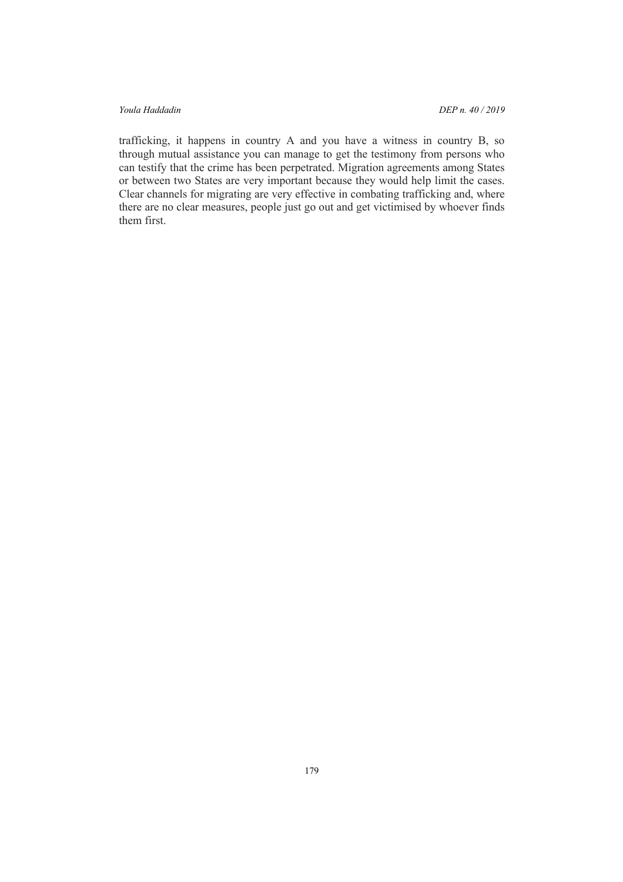trafficking, it happens in country A and you have a witness in country B, so through mutual assistance you can manage to get the testimony from persons who can testify that the crime has been perpetrated. Migration agreements among States or between two States are very important because they would help limit the cases. Clear channels for migrating are very effective in combating trafficking and, where there are no clear measures, people just go out and get victimised by whoever finds them first.